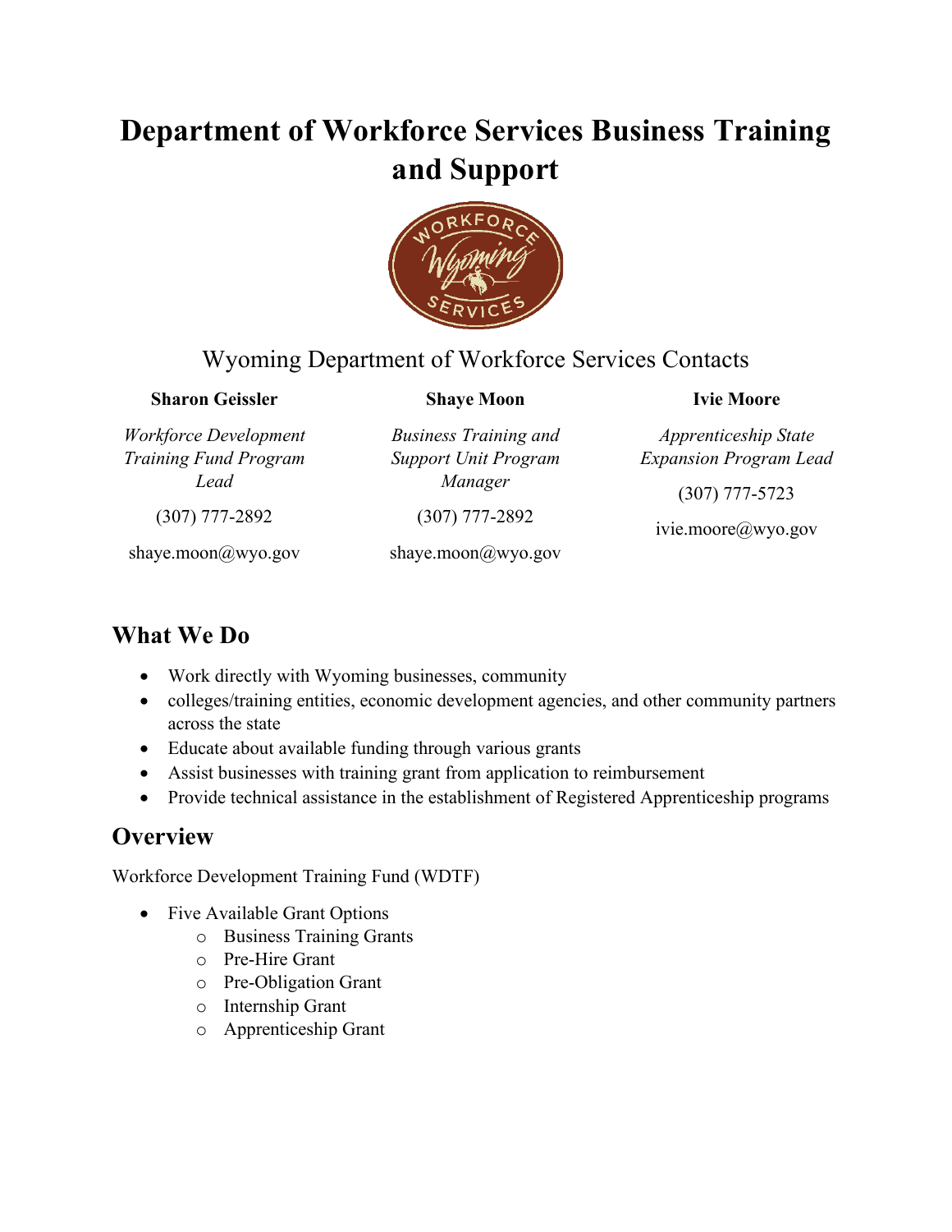# Department of Workforce Services Business Training and Support

Wyoming Department of Workforce Services Contacts

**Sharon Geissler**

*Workforce Development Training Fund Program Lead*

(307) 777-2892

shaye.moon@wyo.gov

**Shaye Moon**

*Business Training and Support Unit Program Manager*

(307) 777-2892

shaye.moon@wyo.gov

**Ivie Moore**

*Apprenticeship State Expansion Program Lead*

(307) 777-5723

ivie.moore@wyo.gov

## What We Do

- Work directly with Wyoming businesses, community
- colleges/training entities, economic development agencies, and other community partners across the state
- Educate about available funding through various grants
- Assist businesses with training grant from application to reimbursement
- Provide technical assistance in the establishment of Registered Apprenticeship programs

## Overview

Workforce Development Training Fund (WDTF)

- Five Available Grant Options
  - Business Training Grants
  - Pre-Hire Grant
  - Pre-Obligation Grant
  - Internship Grant
  - Apprenticeship Grant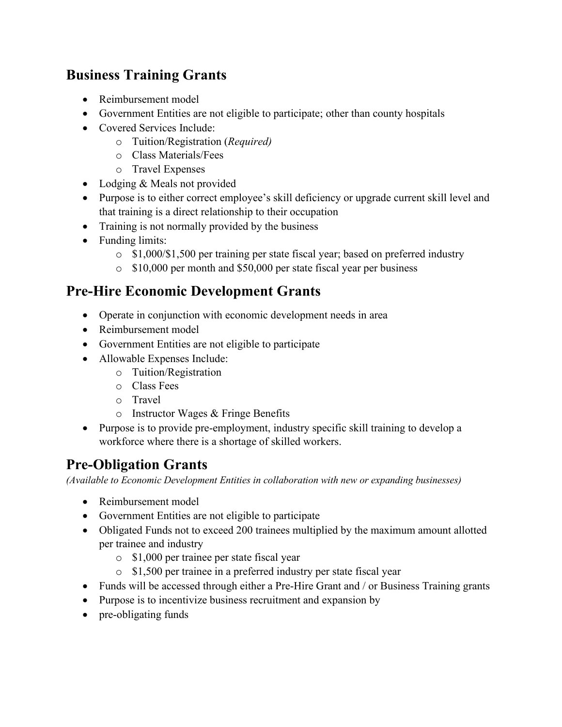## Business Training Grants

- Reimbursement model
- Government Entities are not eligible to participate; other than county hospitals
- Covered Services Include:
  - Tuition/Registration (*Required)*
  - Class Materials/Fees
  - Travel Expenses
- Lodging & Meals not provided
- Purpose is to either correct employee's skill deficiency or upgrade current skill level and that training is a direct relationship to their occupation
- Training is not normally provided by the business
- Funding limits:
  - $1,000/$1,500 per training per state fiscal year; based on preferred industry
  - $10,000 per month and $50,000 per state fiscal year per business

## Pre-Hire Economic Development Grants

- Operate in conjunction with economic development needs in area
- Reimbursement model
- Government Entities are not eligible to participate
- Allowable Expenses Include:
  - Tuition/Registration
  - Class Fees
  - Travel
  - Instructor Wages & Fringe Benefits
- Purpose is to provide pre-employment, industry specific skill training to develop a workforce where there is a shortage of skilled workers.

## Pre-Obligation Grants

*(Available to Economic Development Entities in collaboration with new or expanding businesses)*

- Reimbursement model
- Government Entities are not eligible to participate
- Obligated Funds not to exceed 200 trainees multiplied by the maximum amount allotted per trainee and industry
  - $1,000 per trainee per state fiscal year
  - $1,500 per trainee in a preferred industry per state fiscal year
- Funds will be accessed through either a Pre-Hire Grant and / or Business Training grants
- Purpose is to incentivize business recruitment and expansion by
- pre-obligating funds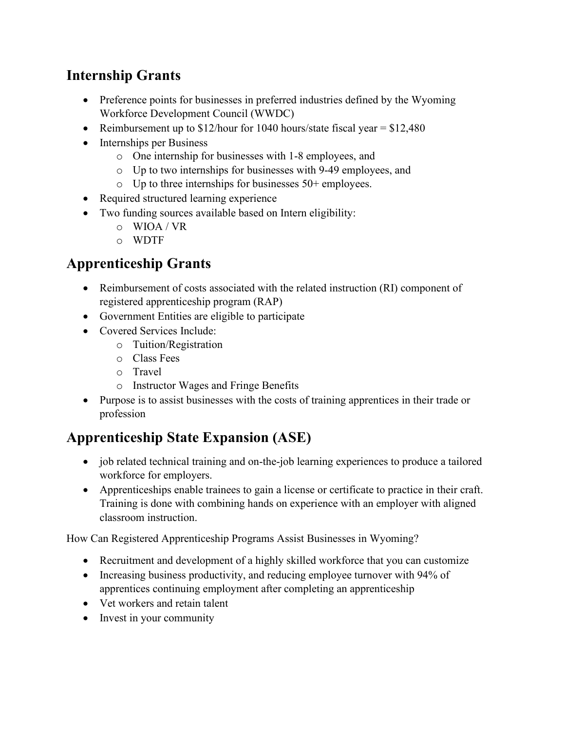## Internship Grants

- Preference points for businesses in preferred industries defined by the Wyoming Workforce Development Council (WWDC)
- Reimbursement up to $12/hour for 1040 hours/state fiscal year = $12,480
- Internships per Business
  - One internship for businesses with 1-8 employees, and
  - Up to two internships for businesses with 9-49 employees, and
  - Up to three internships for businesses 50+ employees.
- Required structured learning experience
- Two funding sources available based on Intern eligibility:
  - WIOA / VR
  - WDTF

## Apprenticeship Grants

- Reimbursement of costs associated with the related instruction (RI) component of registered apprenticeship program (RAP)
- Government Entities are eligible to participate
- Covered Services Include:
  - Tuition/Registration
  - Class Fees
  - Travel
  - Instructor Wages and Fringe Benefits
- Purpose is to assist businesses with the costs of training apprentices in their trade or profession

## Apprenticeship State Expansion (ASE)

- job related technical training and on-the-job learning experiences to produce a tailored workforce for employers.
- Apprenticeships enable trainees to gain a license or certificate to practice in their craft. Training is done with combining hands on experience with an employer with aligned classroom instruction.

How Can Registered Apprenticeship Programs Assist Businesses in Wyoming?

- Recruitment and development of a highly skilled workforce that you can customize
- Increasing business productivity, and reducing employee turnover with 94% of apprentices continuing employment after completing an apprenticeship
- Vet workers and retain talent
- Invest in your community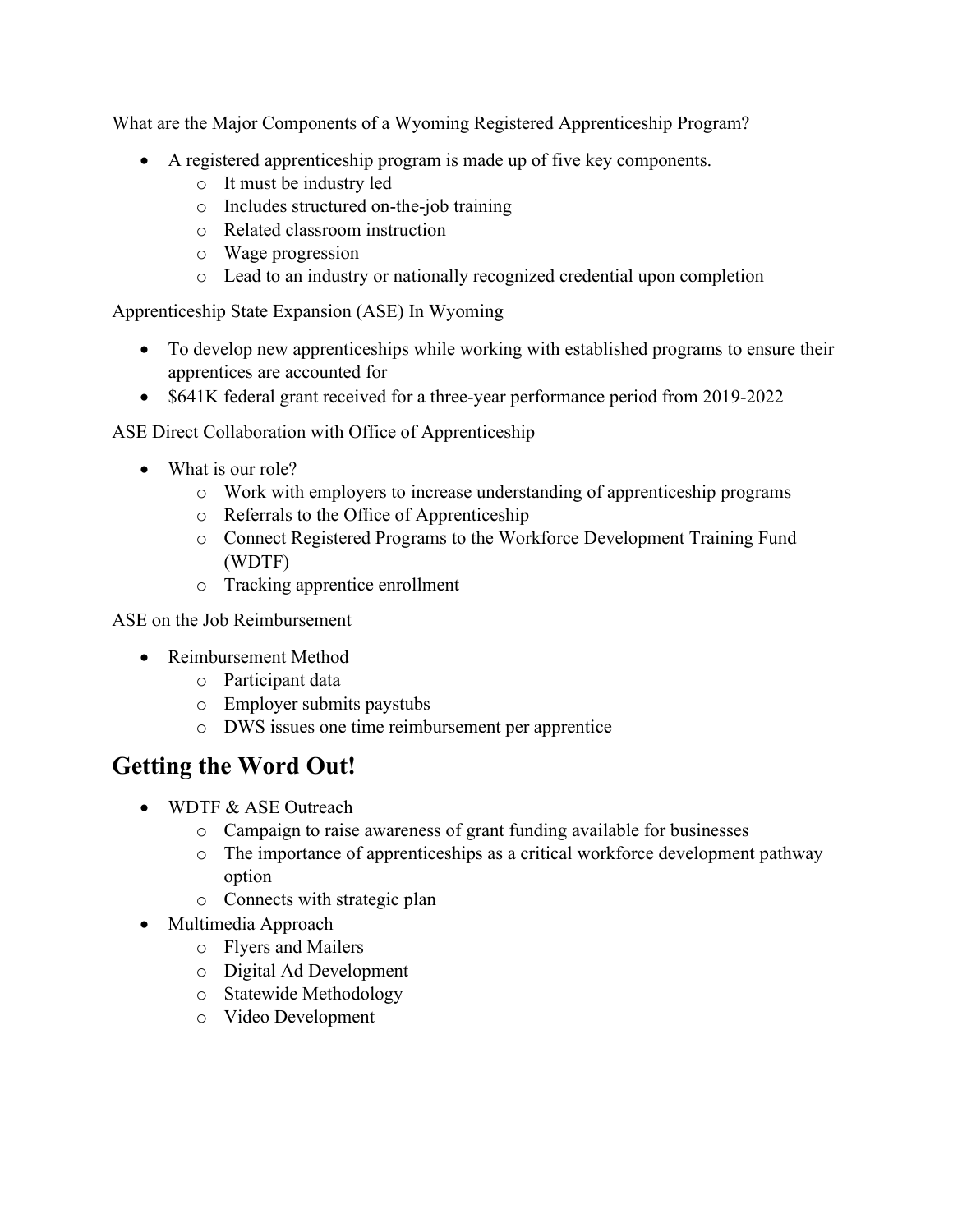What are the Major Components of a Wyoming Registered Apprenticeship Program?

- A registered apprenticeship program is made up of five key components.
  - It must be industry led
  - Includes structured on-the-job training
  - Related classroom instruction
  - Wage progression
  - Lead to an industry or nationally recognized credential upon completion

Apprenticeship State Expansion (ASE) In Wyoming

- To develop new apprenticeships while working with established programs to ensure their apprentices are accounted for
- $641K federal grant received for a three-year performance period from 2019-2022

ASE Direct Collaboration with Office of Apprenticeship

- What is our role?
  - Work with employers to increase understanding of apprenticeship programs
  - Referrals to the Office of Apprenticeship
  - Connect Registered Programs to the Workforce Development Training Fund (WDTF)
  - Tracking apprentice enrollment

ASE on the Job Reimbursement

- Reimbursement Method
  - Participant data
  - Employer submits paystubs
  - DWS issues one time reimbursement per apprentice

## Getting the Word Out!

- WDTF & ASE Outreach
  - Campaign to raise awareness of grant funding available for businesses
  - The importance of apprenticeships as a critical workforce development pathway option
  - Connects with strategic plan
- Multimedia Approach
  - Flyers and Mailers
  - Digital Ad Development
  - Statewide Methodology
  - Video Development